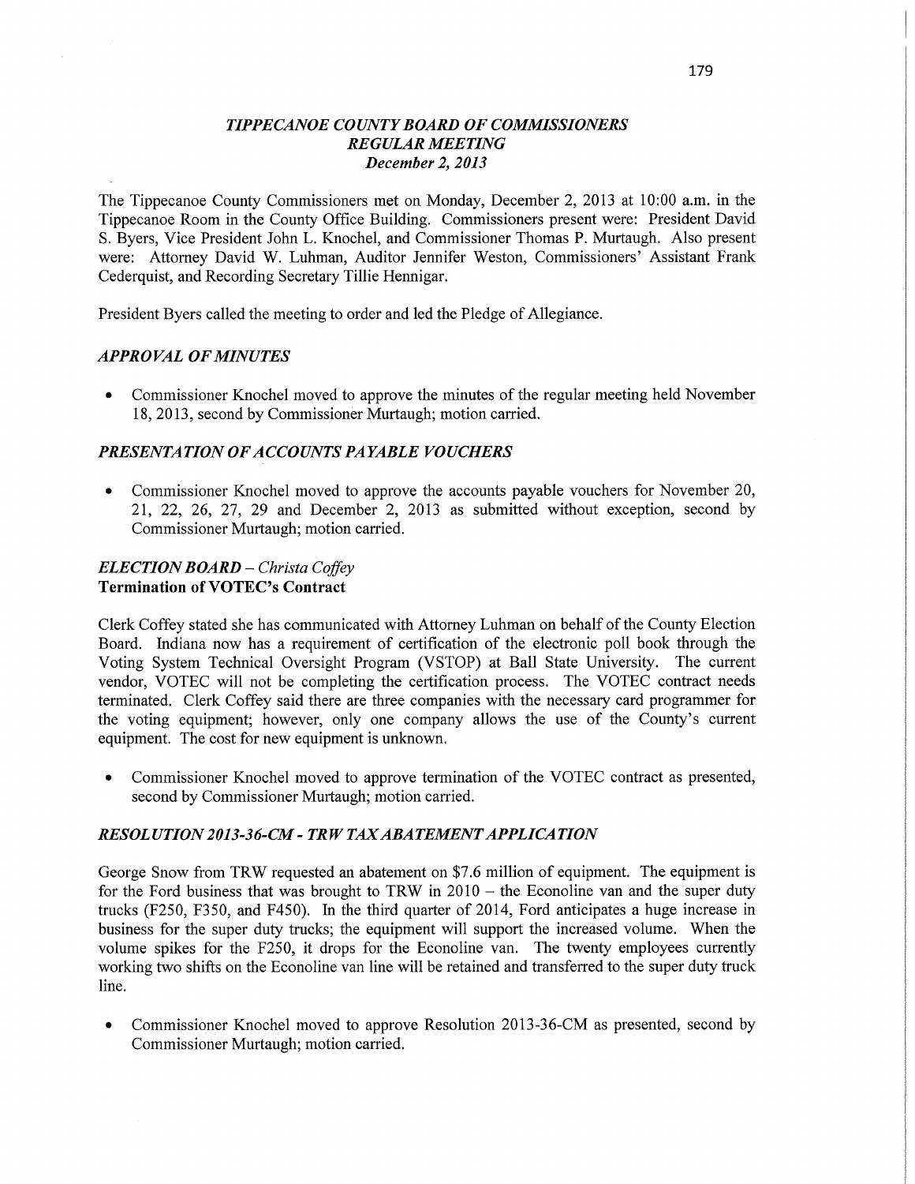*TIPPECANOE COUNTY BOARD OF COMMISSIONERS*
*REGULAR MEETING*
*December 2, 2013*

The Tippecanoe County Commissioners met on Monday, December 2, 2013 at 10:00 a.m. in the Tippecanoe Room in the County Office Building. Commissioners present were: President David S. Byers, Vice President John L. Knochel, and Commissioner Thomas P. Murtaugh. Also present were: Attorney David W. Luhman, Auditor Jennifer Weston, Commissioners' Assistant Frank Cederquist, and Recording Secretary Tillie Hennigar.

President Byers called the meeting to order and led the Pledge of Allegiance.

### *APPROVAL OF MINUTES*

- Commissioner Knochel moved to approve the minutes of the regular meeting held November 18, 2013, second by Commissioner Murtaugh; motion carried.

### *PRESENTATION OF ACCOUNTS PAYABLE VOUCHERS*

- Commissioner Knochel moved to approve the accounts payable vouchers for November 20, 21, 22, 26, 27, 29 and December 2, 2013 as submitted without exception, second by Commissioner Murtaugh; motion carried.

### *ELECTION BOARD – Christa Coffey*
**Termination of VOTEC's Contract**

Clerk Coffey stated she has communicated with Attorney Luhman on behalf of the County Election Board. Indiana now has a requirement of certification of the electronic poll book through the Voting System Technical Oversight Program (VSTOP) at Ball State University. The current vendor, VOTEC will not be completing the certification process. The VOTEC contract needs terminated. Clerk Coffey said there are three companies with the necessary card programmer for the voting equipment; however, only one company allows the use of the County's current equipment. The cost for new equipment is unknown.

- Commissioner Knochel moved to approve termination of the VOTEC contract as presented, second by Commissioner Murtaugh; motion carried.

### *RESOLUTION 2013-36-CM - TRW TAX ABATEMENT APPLICATION*

George Snow from TRW requested an abatement on $7.6 million of equipment. The equipment is for the Ford business that was brought to TRW in 2010 – the Econoline van and the super duty trucks (F250, F350, and F450). In the third quarter of 2014, Ford anticipates a huge increase in business for the super duty trucks; the equipment will support the increased volume. When the volume spikes for the F250, it drops for the Econoline van. The twenty employees currently working two shifts on the Econoline van line will be retained and transferred to the super duty truck line.

- Commissioner Knochel moved to approve Resolution 2013-36-CM as presented, second by Commissioner Murtaugh; motion carried.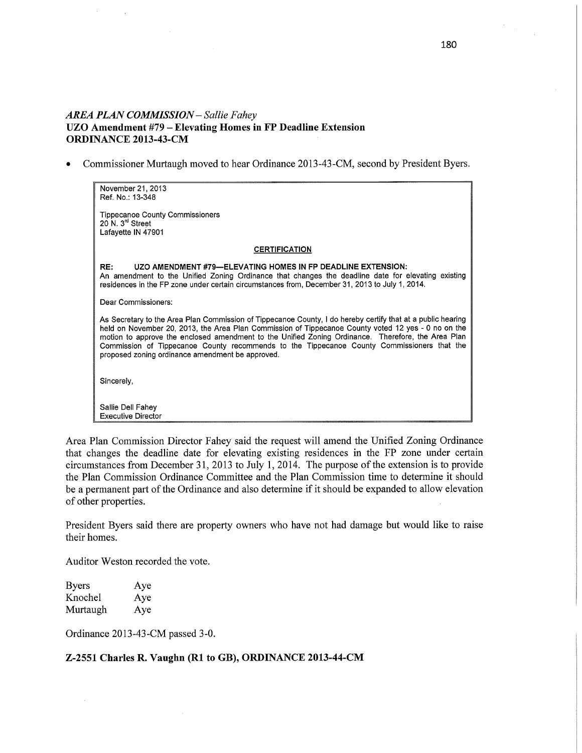*AREA PLAN COMMISSION – Sallie Fahey*
**UZO Amendment #79 – Elevating Homes in FP Deadline Extension**
**ORDINANCE 2013-43-CM**

- Commissioner Murtaugh moved to hear Ordinance 2013-43-CM, second by President Byers.

> November 21, 2013
> Ref. No.: 13-348
>
> Tippecanoe County Commissioners
> 20 N. 3rd Street
> Lafayette IN 47901
>
> **CERTIFICATION**
>
> **RE: UZO AMENDMENT #79—ELEVATING HOMES IN FP DEADLINE EXTENSION:**
> An amendment to the Unified Zoning Ordinance that changes the deadline date for elevating existing residences in the FP zone under certain circumstances from, December 31, 2013 to July 1, 2014.
>
> Dear Commissioners:
>
> As Secretary to the Area Plan Commission of Tippecanoe County, I do hereby certify that at a public hearing held on November 20, 2013, the Area Plan Commission of Tippecanoe County voted 12 yes - 0 no on the motion to approve the enclosed amendment to the Unified Zoning Ordinance. Therefore, the Area Plan Commission of Tippecanoe County recommends to the Tippecanoe County Commissioners that the proposed zoning ordinance amendment be approved.
>
> Sincerely,
>
> Sallie Dell Fahey
> Executive Director

Area Plan Commission Director Fahey said the request will amend the Unified Zoning Ordinance that changes the deadline date for elevating existing residences in the FP zone under certain circumstances from December 31, 2013 to July 1, 2014. The purpose of the extension is to provide the Plan Commission Ordinance Committee and the Plan Commission time to determine it should be a permanent part of the Ordinance and also determine if it should be expanded to allow elevation of other properties.

President Byers said there are property owners who have not had damage but would like to raise their homes.

Auditor Weston recorded the vote.

| | |
|---|---|
| Byers | Aye |
| Knochel | Aye |
| Murtaugh | Aye |

Ordinance 2013-43-CM passed 3-0.

**Z-2551 Charles R. Vaughn (R1 to GB), ORDINANCE 2013-44-CM**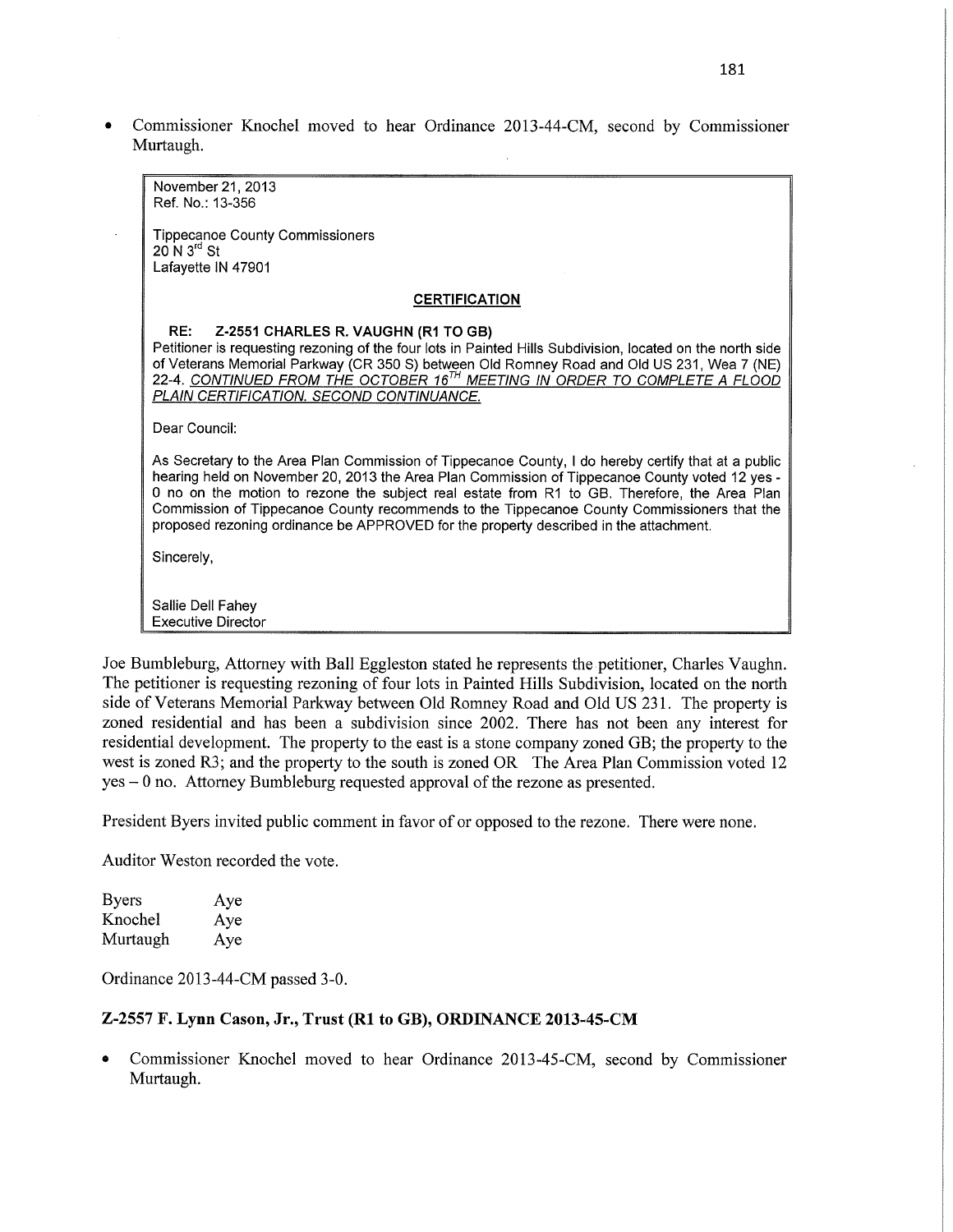- Commissioner Knochel moved to hear Ordinance 2013-44-CM, second by Commissioner Murtaugh.

> November 21, 2013
> Ref. No.: 13-356
>
> Tippecanoe County Commissioners
> 20 N 3rd St
> Lafayette IN 47901
>
> **CERTIFICATION**
>
> **RE: Z-2551 CHARLES R. VAUGHN (R1 TO GB)**
> Petitioner is requesting rezoning of the four lots in Painted Hills Subdivision, located on the north side of Veterans Memorial Parkway (CR 350 S) between Old Romney Road and Old US 231, Wea 7 (NE) 22-4. _CONTINUED FROM THE OCTOBER 16TH MEETING IN ORDER TO COMPLETE A FLOOD PLAIN CERTIFICATION. SECOND CONTINUANCE._
>
> Dear Council:
>
> As Secretary to the Area Plan Commission of Tippecanoe County, I do hereby certify that at a public hearing held on November 20, 2013 the Area Plan Commission of Tippecanoe County voted 12 yes - 0 no on the motion to rezone the subject real estate from R1 to GB. Therefore, the Area Plan Commission of Tippecanoe County recommends to the Tippecanoe County Commissioners that the proposed rezoning ordinance be APPROVED for the property described in the attachment.
>
> Sincerely,
>
> Sallie Dell Fahey
> Executive Director

Joe Bumbleburg, Attorney with Ball Eggleston stated he represents the petitioner, Charles Vaughn. The petitioner is requesting rezoning of four lots in Painted Hills Subdivision, located on the north side of Veterans Memorial Parkway between Old Romney Road and Old US 231. The property is zoned residential and has been a subdivision since 2002. There has not been any interest for residential development. The property to the east is a stone company zoned GB; the property to the west is zoned R3; and the property to the south is zoned OR The Area Plan Commission voted 12 yes – 0 no. Attorney Bumbleburg requested approval of the rezone as presented.

President Byers invited public comment in favor of or opposed to the rezone. There were none.

Auditor Weston recorded the vote.

| | |
|---|---|
| Byers | Aye |
| Knochel | Aye |
| Murtaugh | Aye |

Ordinance 2013-44-CM passed 3-0.

## Z-2557 F. Lynn Cason, Jr., Trust (R1 to GB), ORDINANCE 2013-45-CM

- Commissioner Knochel moved to hear Ordinance 2013-45-CM, second by Commissioner Murtaugh.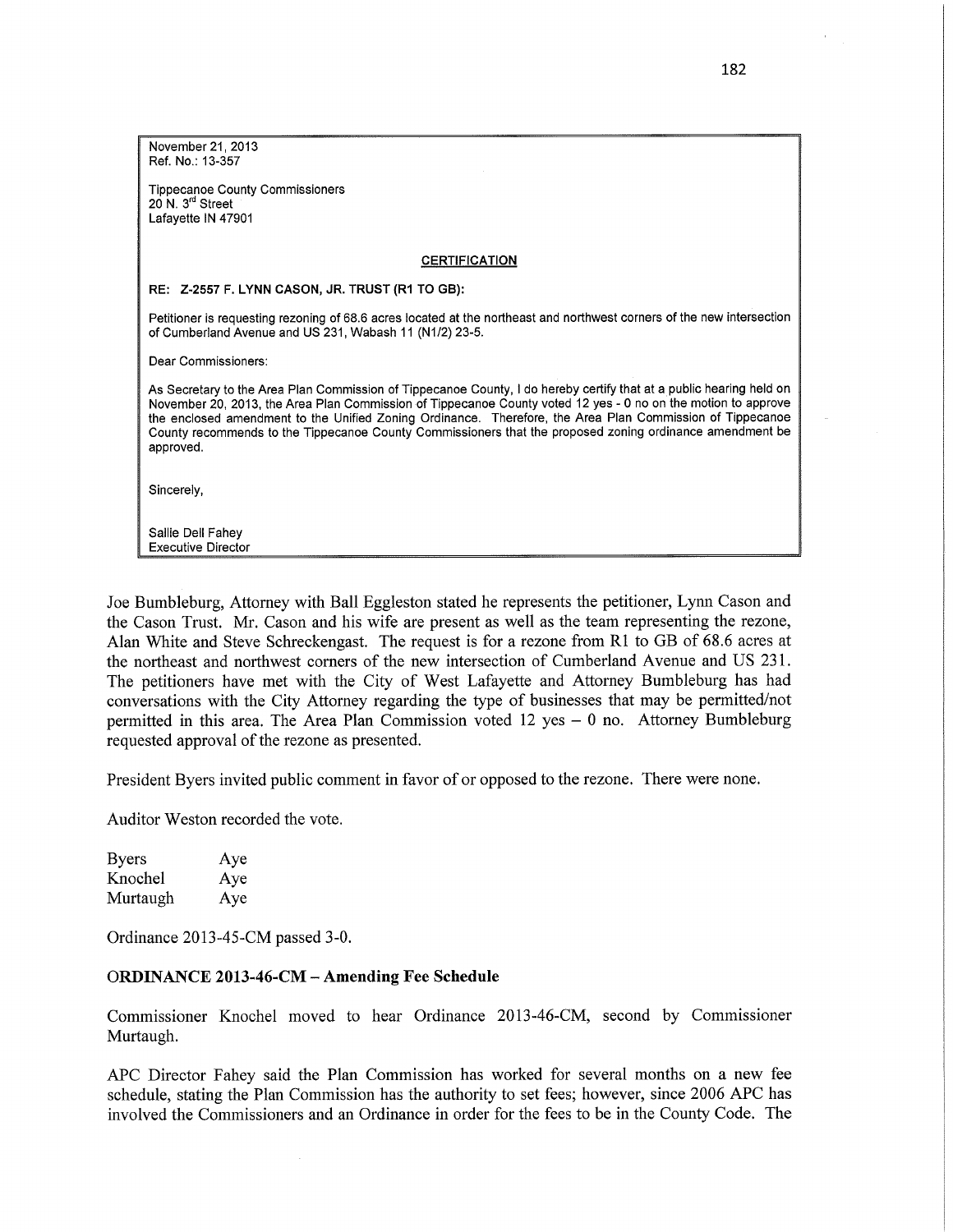November 21, 2013
Ref. No.: 13-357

Tippecanoe County Commissioners
20 N. 3rd Street
Lafayette IN 47901

**CERTIFICATION**

**RE: Z-2557 F. LYNN CASON, JR. TRUST (R1 TO GB):**

Petitioner is requesting rezoning of 68.6 acres located at the northeast and northwest corners of the new intersection of Cumberland Avenue and US 231, Wabash 11 (N1/2) 23-5.

Dear Commissioners:

As Secretary to the Area Plan Commission of Tippecanoe County, I do hereby certify that at a public hearing held on November 20, 2013, the Area Plan Commission of Tippecanoe County voted 12 yes - 0 no on the motion to approve the enclosed amendment to the Unified Zoning Ordinance. Therefore, the Area Plan Commission of Tippecanoe County recommends to the Tippecanoe County Commissioners that the proposed zoning ordinance amendment be approved.

Sincerely,

Sallie Dell Fahey
Executive Director

Joe Bumbleburg, Attorney with Ball Eggleston stated he represents the petitioner, Lynn Cason and the Cason Trust. Mr. Cason and his wife are present as well as the team representing the rezone, Alan White and Steve Schreckengast. The request is for a rezone from R1 to GB of 68.6 acres at the northeast and northwest corners of the new intersection of Cumberland Avenue and US 231. The petitioners have met with the City of West Lafayette and Attorney Bumbleburg has had conversations with the City Attorney regarding the type of businesses that may be permitted/not permitted in this area. The Area Plan Commission voted 12 yes – 0 no. Attorney Bumbleburg requested approval of the rezone as presented.

President Byers invited public comment in favor of or opposed to the rezone. There were none.

Auditor Weston recorded the vote.

| | |
|---|---|
| Byers | Aye |
| Knochel | Aye |
| Murtaugh | Aye |

Ordinance 2013-45-CM passed 3-0.

**ORDINANCE 2013-46-CM – Amending Fee Schedule**

Commissioner Knochel moved to hear Ordinance 2013-46-CM, second by Commissioner Murtaugh.

APC Director Fahey said the Plan Commission has worked for several months on a new fee schedule, stating the Plan Commission has the authority to set fees; however, since 2006 APC has involved the Commissioners and an Ordinance in order for the fees to be in the County Code. The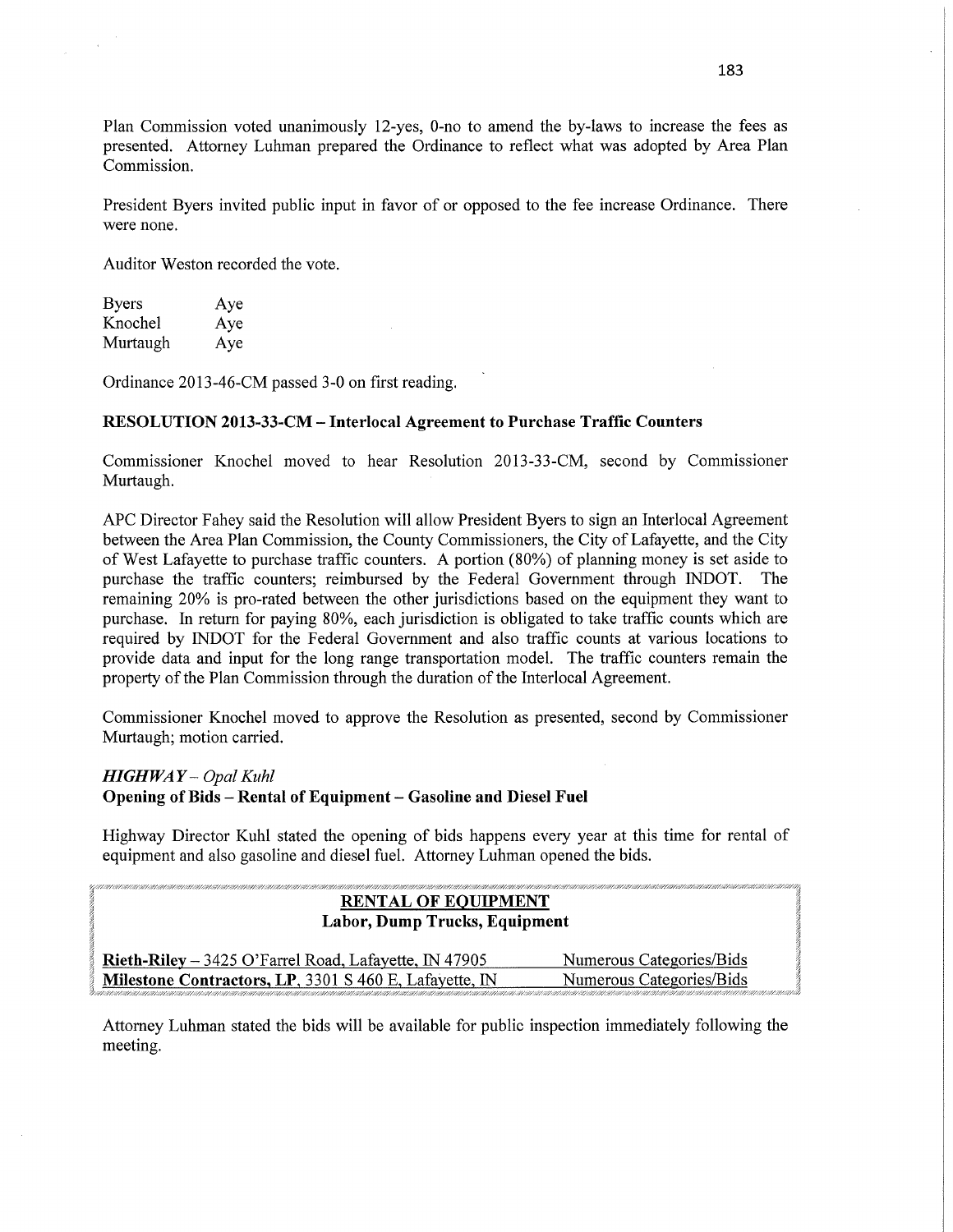Plan Commission voted unanimously 12-yes, 0-no to amend the by-laws to increase the fees as presented. Attorney Luhman prepared the Ordinance to reflect what was adopted by Area Plan Commission.

President Byers invited public input in favor of or opposed to the fee increase Ordinance. There were none.

Auditor Weston recorded the vote.

| | |
|---|---|
| Byers | Aye |
| Knochel | Aye |
| Murtaugh | Aye |

Ordinance 2013-46-CM passed 3-0 on first reading.

**RESOLUTION 2013-33-CM – Interlocal Agreement to Purchase Traffic Counters**

Commissioner Knochel moved to hear Resolution 2013-33-CM, second by Commissioner Murtaugh.

APC Director Fahey said the Resolution will allow President Byers to sign an Interlocal Agreement between the Area Plan Commission, the County Commissioners, the City of Lafayette, and the City of West Lafayette to purchase traffic counters. A portion (80%) of planning money is set aside to purchase the traffic counters; reimbursed by the Federal Government through INDOT. The remaining 20% is pro-rated between the other jurisdictions based on the equipment they want to purchase. In return for paying 80%, each jurisdiction is obligated to take traffic counts which are required by INDOT for the Federal Government and also traffic counts at various locations to provide data and input for the long range transportation model. The traffic counters remain the property of the Plan Commission through the duration of the Interlocal Agreement.

Commissioner Knochel moved to approve the Resolution as presented, second by Commissioner Murtaugh; motion carried.

***HIGHWAY** – Opal Kuhl*

**Opening of Bids – Rental of Equipment – Gasoline and Diesel Fuel**

Highway Director Kuhl stated the opening of bids happens every year at this time for rental of equipment and also gasoline and diesel fuel. Attorney Luhman opened the bids.

**RENTAL OF EQUIPMENT**
**Labor, Dump Trucks, Equipment**

| | |
|---|---|
| **Rieth-Riley** – 3425 O'Farrel Road, Lafayette, IN 47905 | Numerous Categories/Bids |
| **Milestone Contractors, LP**, 3301 S 460 E, Lafayette, IN | Numerous Categories/Bids |

Attorney Luhman stated the bids will be available for public inspection immediately following the meeting.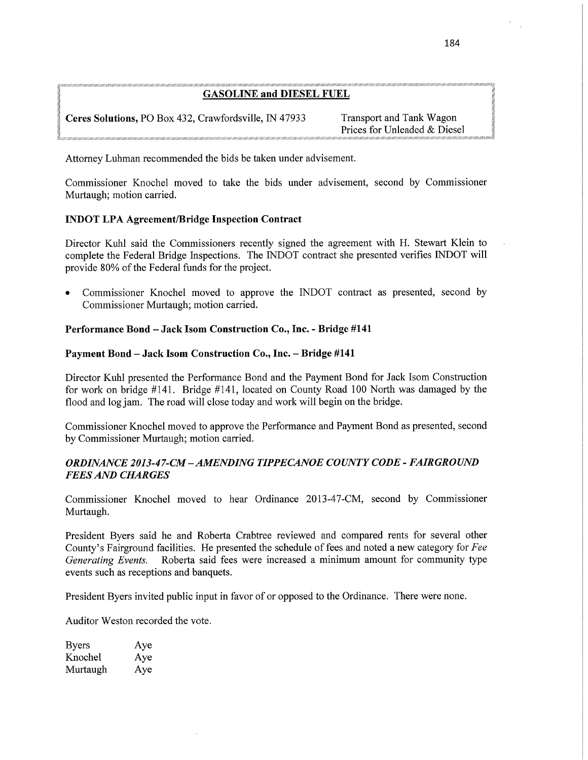**GASOLINE and DIESEL FUEL**

| | |
|---|---|
| **Ceres Solutions,** PO Box 432, Crawfordsville, IN 47933 | Transport and Tank Wagon Prices for Unleaded & Diesel |

Attorney Luhman recommended the bids be taken under advisement.

Commissioner Knochel moved to take the bids under advisement, second by Commissioner Murtaugh; motion carried.

**INDOT LPA Agreement/Bridge Inspection Contract**

Director Kuhl said the Commissioners recently signed the agreement with H. Stewart Klein to complete the Federal Bridge Inspections. The INDOT contract she presented verifies INDOT will provide 80% of the Federal funds for the project.

- Commissioner Knochel moved to approve the INDOT contract as presented, second by Commissioner Murtaugh; motion carried.

**Performance Bond – Jack Isom Construction Co., Inc. - Bridge #141**

**Payment Bond – Jack Isom Construction Co., Inc. – Bridge #141**

Director Kuhl presented the Performance Bond and the Payment Bond for Jack Isom Construction for work on bridge #141. Bridge #141, located on County Road 100 North was damaged by the flood and log jam. The road will close today and work will begin on the bridge.

Commissioner Knochel moved to approve the Performance and Payment Bond as presented, second by Commissioner Murtaugh; motion carried.

***ORDINANCE 2013-47-CM – AMENDING TIPPECANOE COUNTY CODE - FAIRGROUND FEES AND CHARGES***

Commissioner Knochel moved to hear Ordinance 2013-47-CM, second by Commissioner Murtaugh.

President Byers said he and Roberta Crabtree reviewed and compared rents for several other County's Fairground facilities. He presented the schedule of fees and noted a new category for *Fee Generating Events.* Roberta said fees were increased a minimum amount for community type events such as receptions and banquets.

President Byers invited public input in favor of or opposed to the Ordinance. There were none.

Auditor Weston recorded the vote.

| | |
|---|---|
| Byers | Aye |
| Knochel | Aye |
| Murtaugh | Aye |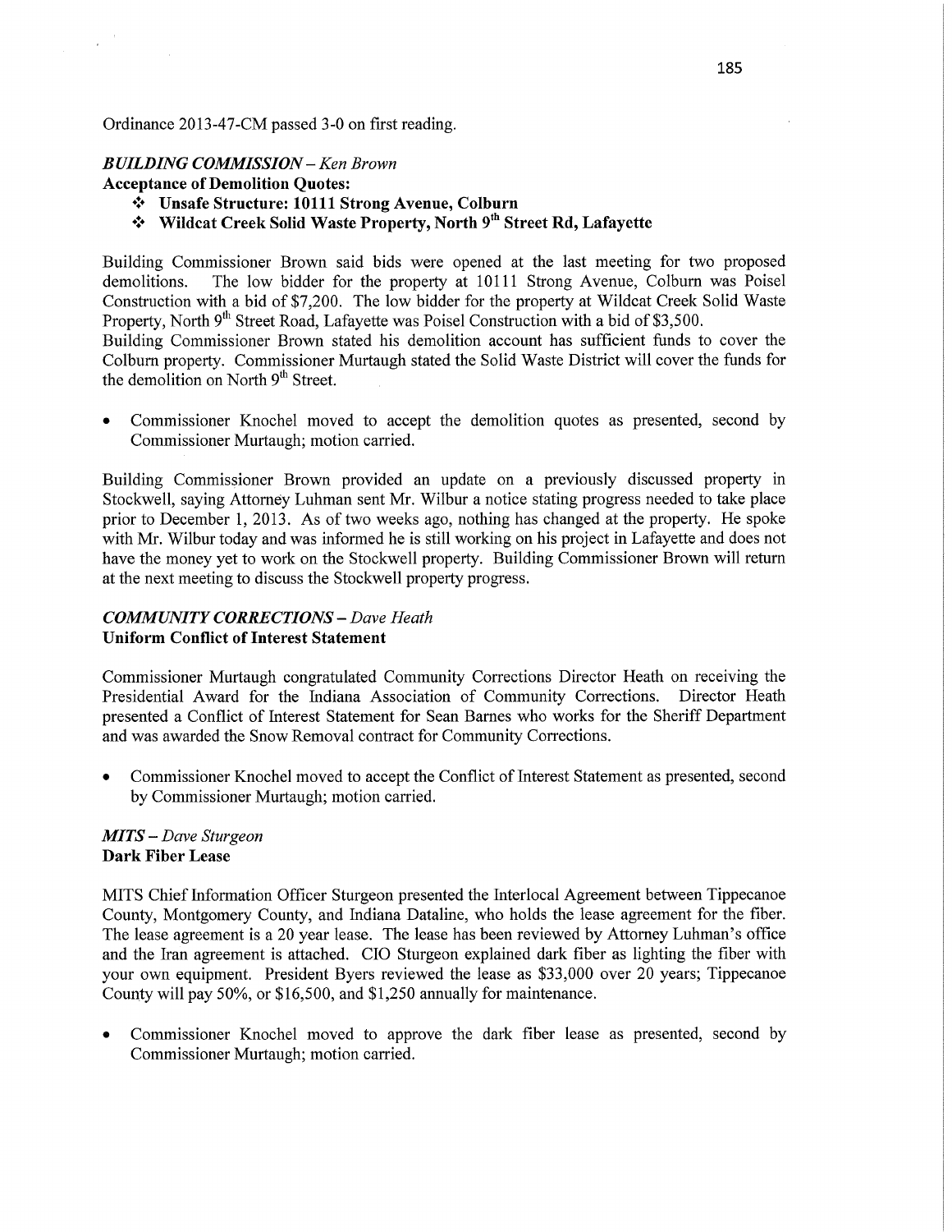Ordinance 2013-47-CM passed 3-0 on first reading.

### *BUILDING COMMISSION – Ken Brown*

**Acceptance of Demolition Quotes:**

- **Unsafe Structure: 10111 Strong Avenue, Colburn**
- **Wildcat Creek Solid Waste Property, North 9th Street Rd, Lafayette**

Building Commissioner Brown said bids were opened at the last meeting for two proposed demolitions. The low bidder for the property at 10111 Strong Avenue, Colburn was Poisel Construction with a bid of $7,200. The low bidder for the property at Wildcat Creek Solid Waste Property, North 9th Street Road, Lafayette was Poisel Construction with a bid of $3,500.

Building Commissioner Brown stated his demolition account has sufficient funds to cover the Colburn property. Commissioner Murtaugh stated the Solid Waste District will cover the funds for the demolition on North 9th Street.

- Commissioner Knochel moved to accept the demolition quotes as presented, second by Commissioner Murtaugh; motion carried.

Building Commissioner Brown provided an update on a previously discussed property in Stockwell, saying Attorney Luhman sent Mr. Wilbur a notice stating progress needed to take place prior to December 1, 2013. As of two weeks ago, nothing has changed at the property. He spoke with Mr. Wilbur today and was informed he is still working on his project in Lafayette and does not have the money yet to work on the Stockwell property. Building Commissioner Brown will return at the next meeting to discuss the Stockwell property progress.

### *COMMUNITY CORRECTIONS – Dave Heath*

**Uniform Conflict of Interest Statement**

Commissioner Murtaugh congratulated Community Corrections Director Heath on receiving the Presidential Award for the Indiana Association of Community Corrections. Director Heath presented a Conflict of Interest Statement for Sean Barnes who works for the Sheriff Department and was awarded the Snow Removal contract for Community Corrections.

- Commissioner Knochel moved to accept the Conflict of Interest Statement as presented, second by Commissioner Murtaugh; motion carried.

### *MITS – Dave Sturgeon*

**Dark Fiber Lease**

MITS Chief Information Officer Sturgeon presented the Interlocal Agreement between Tippecanoe County, Montgomery County, and Indiana Dataline, who holds the lease agreement for the fiber. The lease agreement is a 20 year lease. The lease has been reviewed by Attorney Luhman's office and the Iran agreement is attached. CIO Sturgeon explained dark fiber as lighting the fiber with your own equipment. President Byers reviewed the lease as $33,000 over 20 years; Tippecanoe County will pay 50%, or $16,500, and $1,250 annually for maintenance.

- Commissioner Knochel moved to approve the dark fiber lease as presented, second by Commissioner Murtaugh; motion carried.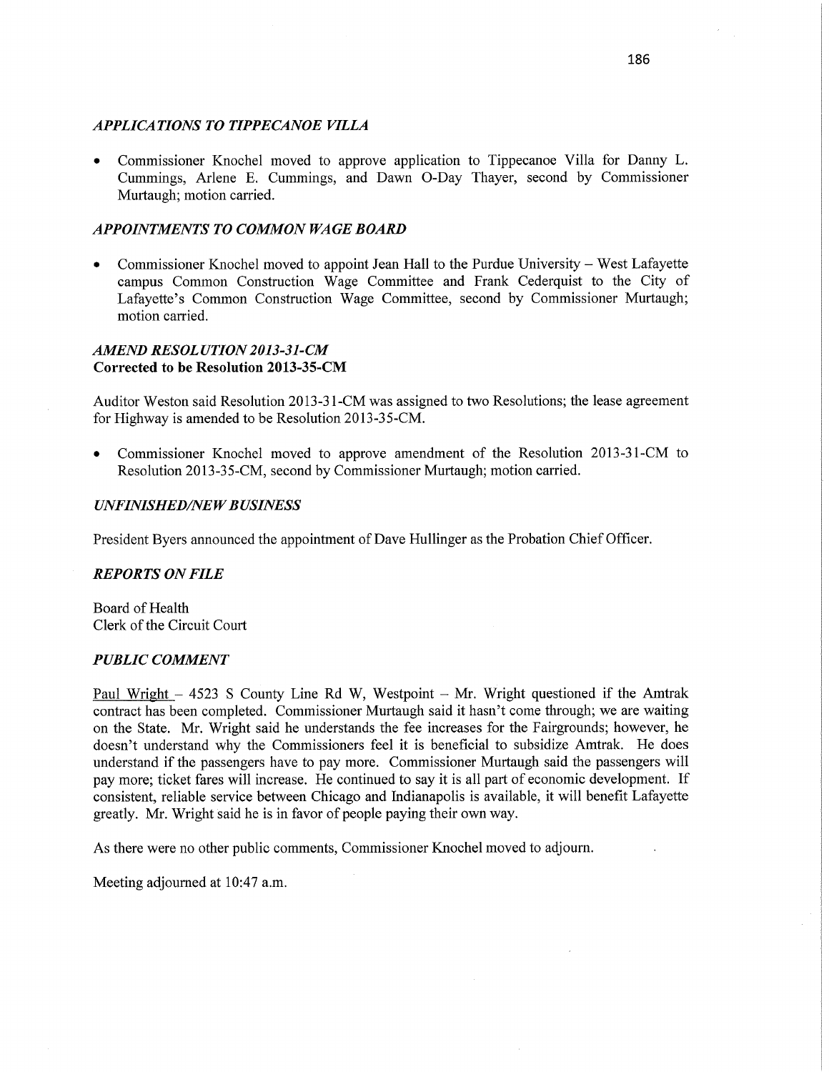### *APPLICATIONS TO TIPPECANOE VILLA*

- Commissioner Knochel moved to approve application to Tippecanoe Villa for Danny L. Cummings, Arlene E. Cummings, and Dawn O-Day Thayer, second by Commissioner Murtaugh; motion carried.

### *APPOINTMENTS TO COMMON WAGE BOARD*

- Commissioner Knochel moved to appoint Jean Hall to the Purdue University – West Lafayette campus Common Construction Wage Committee and Frank Cederquist to the City of Lafayette's Common Construction Wage Committee, second by Commissioner Murtaugh; motion carried.

### *AMEND RESOLUTION 2013-31-CM*
**Corrected to be Resolution 2013-35-CM**

Auditor Weston said Resolution 2013-31-CM was assigned to two Resolutions; the lease agreement for Highway is amended to be Resolution 2013-35-CM.

- Commissioner Knochel moved to approve amendment of the Resolution 2013-31-CM to Resolution 2013-35-CM, second by Commissioner Murtaugh; motion carried.

### *UNFINISHED/NEW BUSINESS*

President Byers announced the appointment of Dave Hullinger as the Probation Chief Officer.

### *REPORTS ON FILE*

Board of Health
Clerk of the Circuit Court

### *PUBLIC COMMENT*

Paul Wright – 4523 S County Line Rd W, Westpoint – Mr. Wright questioned if the Amtrak contract has been completed. Commissioner Murtaugh said it hasn't come through; we are waiting on the State. Mr. Wright said he understands the fee increases for the Fairgrounds; however, he doesn't understand why the Commissioners feel it is beneficial to subsidize Amtrak. He does understand if the passengers have to pay more. Commissioner Murtaugh said the passengers will pay more; ticket fares will increase. He continued to say it is all part of economic development. If consistent, reliable service between Chicago and Indianapolis is available, it will benefit Lafayette greatly. Mr. Wright said he is in favor of people paying their own way.

As there were no other public comments, Commissioner Knochel moved to adjourn.

Meeting adjourned at 10:47 a.m.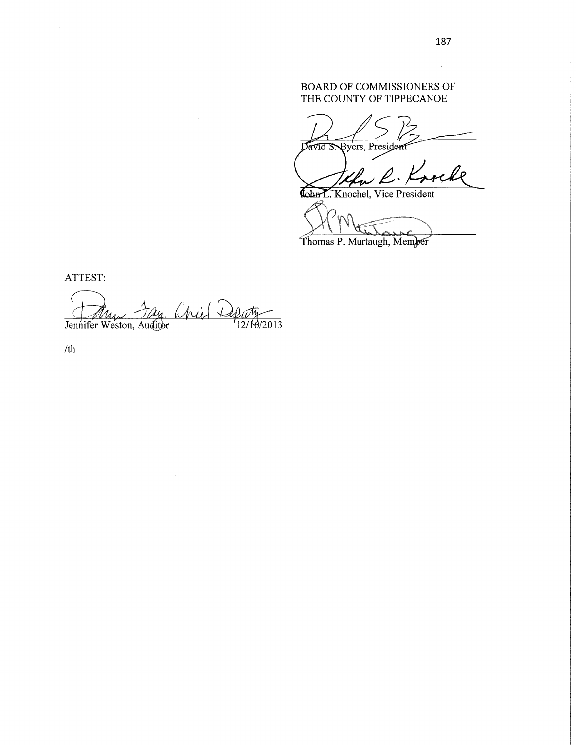BOARD OF COMMISSIONERS OF
THE COUNTY OF TIPPECANOE

David S. Byers, President

John L. Knochel, Vice President

Thomas P. Murtaugh, Member

ATTEST:

Dawn Fay, Chief Deputy

Jennifer Weston, Auditor 12/16/2013

/th